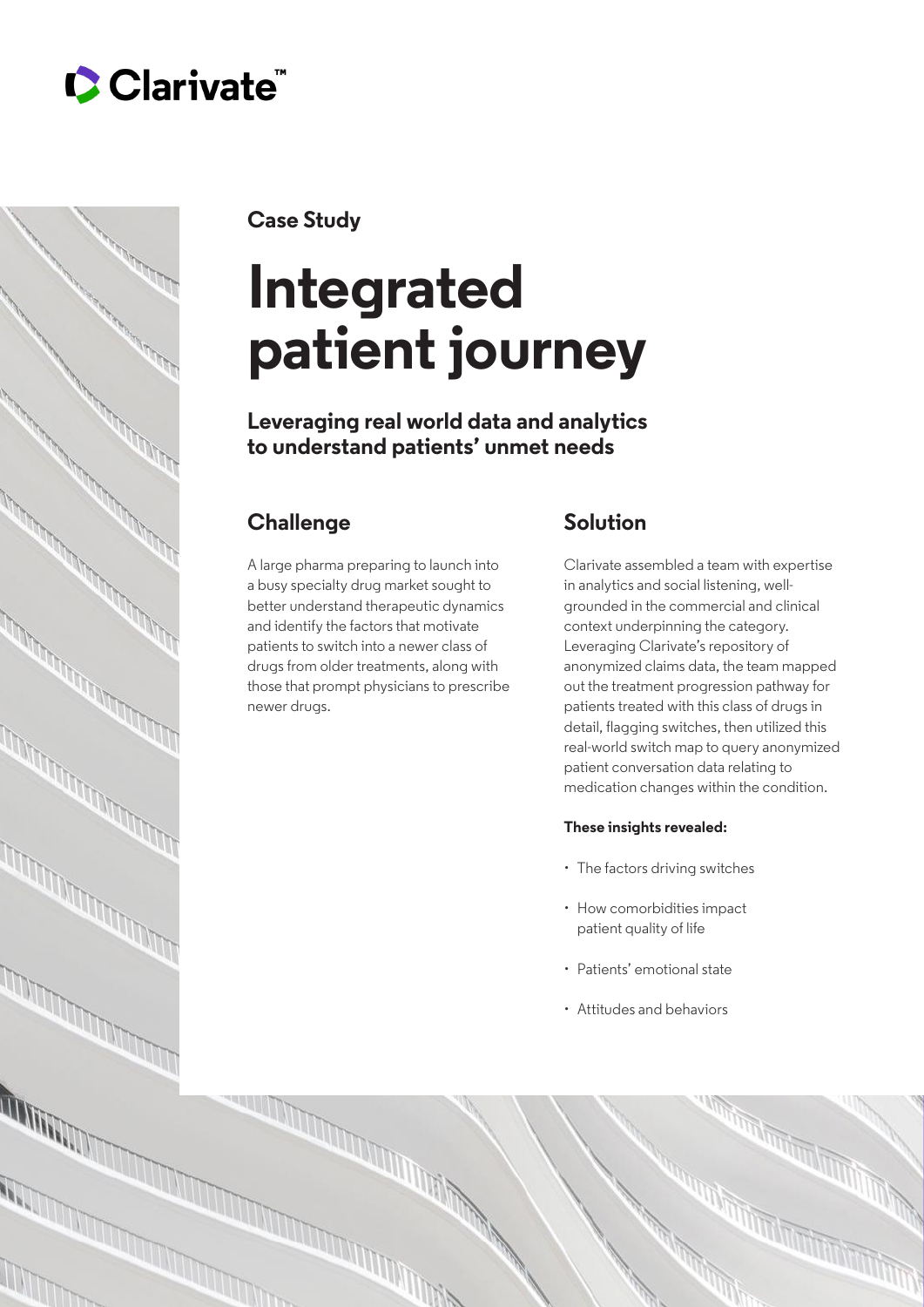Clarivate™

Case Study

# Integrated patient journey

**Leveraging real world data and analytics to understand patients' unmet needs**

## Challenge

A large pharma preparing to launch into a busy specialty drug market sought to better understand therapeutic dynamics and identify the factors that motivate patients to switch into a newer class of drugs from older treatments, along with those that prompt physicians to prescribe newer drugs.

## Solution

Clarivate assembled a team with expertise in analytics and social listening, well-grounded in the commercial and clinical context underpinning the category. Leveraging Clarivate's repository of anonymized claims data, the team mapped out the treatment progression pathway for patients treated with this class of drugs in detail, flagging switches, then utilized this real-world switch map to query anonymized patient conversation data relating to medication changes within the condition.

**These insights revealed:**

- The factors driving switches
- How comorbidities impact patient quality of life
- Patients' emotional state
- Attitudes and behaviors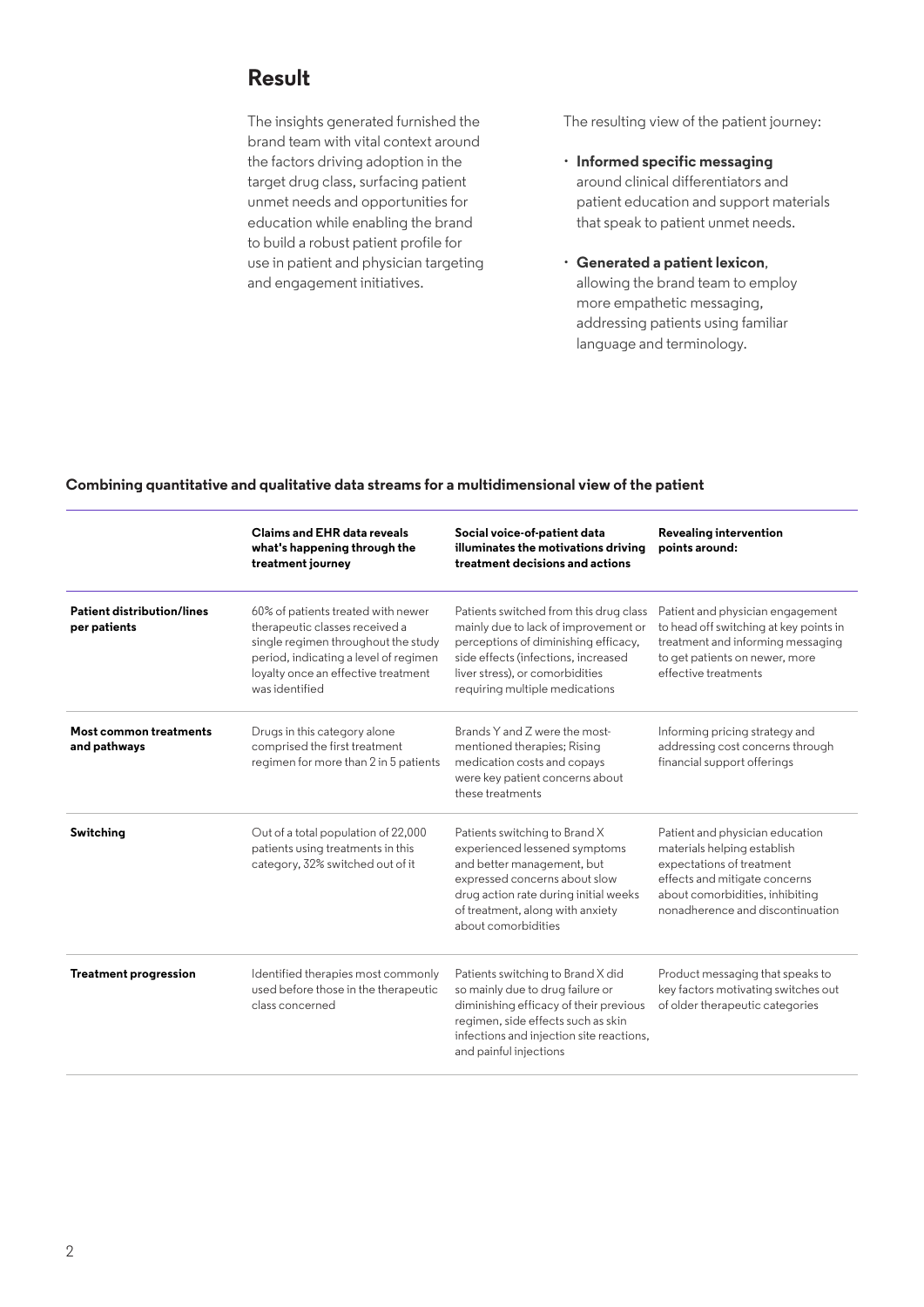## Result

The insights generated furnished the brand team with vital context around the factors driving adoption in the target drug class, surfacing patient unmet needs and opportunities for education while enabling the brand to build a robust patient profile for use in patient and physician targeting and engagement initiatives.

The resulting view of the patient journey:

- **Informed specific messaging** around clinical differentiators and patient education and support materials that speak to patient unmet needs.
- **Generated a patient lexicon**, allowing the brand team to employ more empathetic messaging, addressing patients using familiar language and terminology.

**Combining quantitative and qualitative data streams for a multidimensional view of the patient**

| | Claims and EHR data reveals what's happening through the treatment journey | Social voice-of-patient data illuminates the motivations driving treatment decisions and actions | Revealing intervention points around: |
|---|---|---|---|
| **Patient distribution/lines per patients** | 60% of patients treated with newer therapeutic classes received a single regimen throughout the study period, indicating a level of regimen loyalty once an effective treatment was identified | Patients switched from this drug class mainly due to lack of improvement or perceptions of diminishing efficacy, side effects (infections, increased liver stress), or comorbidities requiring multiple medications | Patient and physician engagement to head off switching at key points in treatment and informing messaging to get patients on newer, more effective treatments |
| **Most common treatments and pathways** | Drugs in this category alone comprised the first treatment regimen for more than 2 in 5 patients | Brands Y and Z were the most-mentioned therapies; Rising medication costs and copays were key patient concerns about these treatments | Informing pricing strategy and addressing cost concerns through financial support offerings |
| **Switching** | Out of a total population of 22,000 patients using treatments in this category, 32% switched out of it | Patients switching to Brand X experienced lessened symptoms and better management, but expressed concerns about slow drug action rate during initial weeks of treatment, along with anxiety about comorbidities | Patient and physician education materials helping establish expectations of treatment effects and mitigate concerns about comorbidities, inhibiting nonadherence and discontinuation |
| **Treatment progression** | Identified therapies most commonly used before those in the therapeutic class concerned | Patients switching to Brand X did so mainly due to drug failure or diminishing efficacy of their previous regimen, side effects such as skin infections and injection site reactions, and painful injections | Product messaging that speaks to key factors motivating switches out of older therapeutic categories |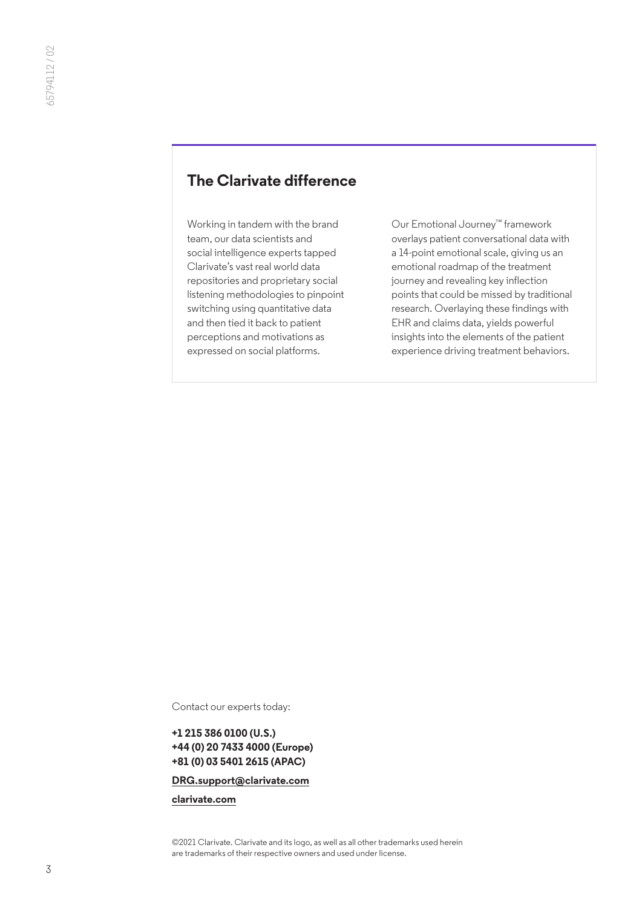## The Clarivate difference

Working in tandem with the brand team, our data scientists and social intelligence experts tapped Clarivate's vast real world data repositories and proprietary social listening methodologies to pinpoint switching using quantitative data and then tied it back to patient perceptions and motivations as expressed on social platforms.

Our Emotional Journey™ framework overlays patient conversational data with a 14-point emotional scale, giving us an emotional roadmap of the treatment journey and revealing key inflection points that could be missed by traditional research. Overlaying these findings with EHR and claims data, yields powerful insights into the elements of the patient experience driving treatment behaviors.

Contact our experts today:

**+1 215 386 0100 (U.S.)**
**+44 (0) 20 7433 4000 (Europe)**
**+81 (0) 03 5401 2615 (APAC)**

**DRG.support@clarivate.com**

**clarivate.com**

©2021 Clarivate. Clarivate and its logo, as well as all other trademarks used herein are trademarks of their respective owners and used under license.